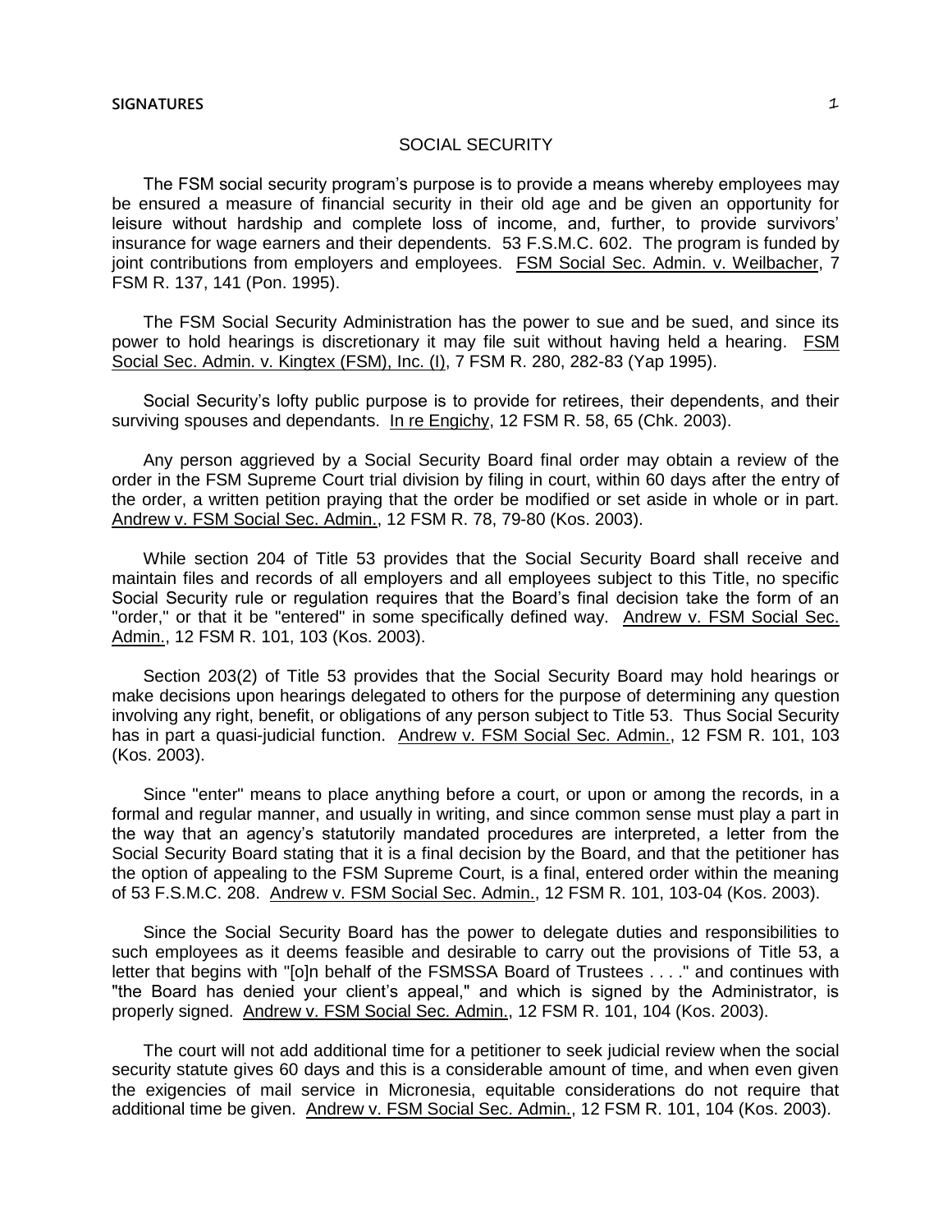# SOCIAL SECURITY

The FSM social security program's purpose is to provide a means whereby employees may be ensured a measure of financial security in their old age and be given an opportunity for leisure without hardship and complete loss of income, and, further, to provide survivors' insurance for wage earners and their dependents. 53 F.S.M.C. 602. The program is funded by joint contributions from employers and employees. FSM Social Sec. Admin. v. Weilbacher, 7 FSM R. 137, 141 (Pon. 1995).

The FSM Social Security Administration has the power to sue and be sued, and since its power to hold hearings is discretionary it may file suit without having held a hearing. FSM Social Sec. Admin. v. Kingtex (FSM), Inc. (I), 7 FSM R. 280, 282-83 (Yap 1995).

Social Security's lofty public purpose is to provide for retirees, their dependents, and their surviving spouses and dependants. In re Engichy, 12 FSM R. 58, 65 (Chk. 2003).

Any person aggrieved by a Social Security Board final order may obtain a review of the order in the FSM Supreme Court trial division by filing in court, within 60 days after the entry of the order, a written petition praying that the order be modified or set aside in whole or in part. Andrew v. FSM Social Sec. Admin., 12 FSM R. 78, 79-80 (Kos. 2003).

While section 204 of Title 53 provides that the Social Security Board shall receive and maintain files and records of all employers and all employees subject to this Title, no specific Social Security rule or regulation requires that the Board's final decision take the form of an "order," or that it be "entered" in some specifically defined way. Andrew v. FSM Social Sec. Admin., 12 FSM R. 101, 103 (Kos. 2003).

Section 203(2) of Title 53 provides that the Social Security Board may hold hearings or make decisions upon hearings delegated to others for the purpose of determining any question involving any right, benefit, or obligations of any person subject to Title 53. Thus Social Security has in part a quasi-judicial function. Andrew v. FSM Social Sec. Admin., 12 FSM R. 101, 103 (Kos. 2003).

Since "enter" means to place anything before a court, or upon or among the records, in a formal and regular manner, and usually in writing, and since common sense must play a part in the way that an agency's statutorily mandated procedures are interpreted, a letter from the Social Security Board stating that it is a final decision by the Board, and that the petitioner has the option of appealing to the FSM Supreme Court, is a final, entered order within the meaning of 53 F.S.M.C. 208. Andrew v. FSM Social Sec. Admin., 12 FSM R. 101, 103-04 (Kos. 2003).

Since the Social Security Board has the power to delegate duties and responsibilities to such employees as it deems feasible and desirable to carry out the provisions of Title 53, a letter that begins with "[o]n behalf of the FSMSSA Board of Trustees . . . ." and continues with "the Board has denied your client's appeal," and which is signed by the Administrator, is properly signed. Andrew v. FSM Social Sec. Admin., 12 FSM R. 101, 104 (Kos. 2003).

The court will not add additional time for a petitioner to seek judicial review when the social security statute gives 60 days and this is a considerable amount of time, and when even given the exigencies of mail service in Micronesia, equitable considerations do not require that additional time be given. Andrew v. FSM Social Sec. Admin., 12 FSM R. 101, 104 (Kos. 2003).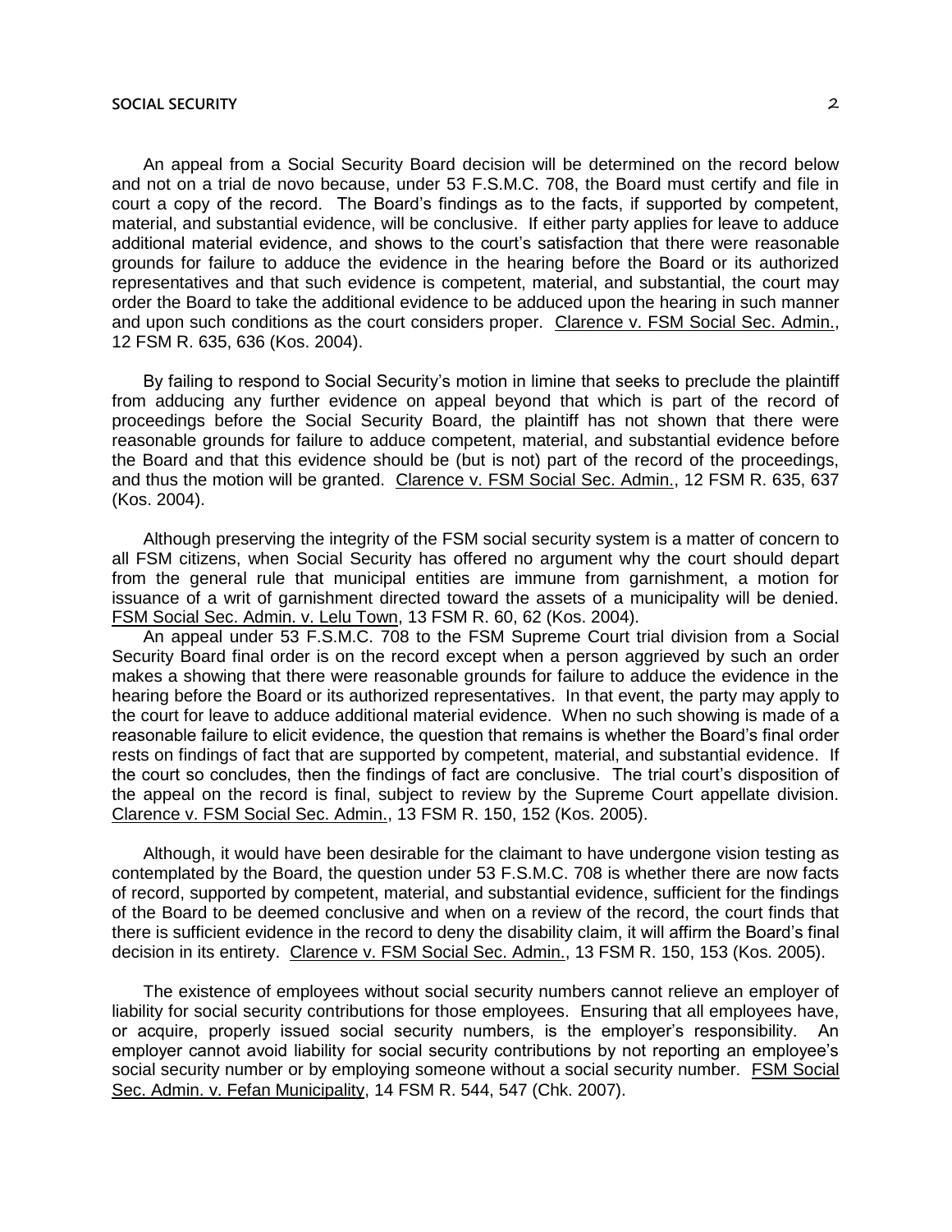An appeal from a Social Security Board decision will be determined on the record below and not on a trial de novo because, under 53 F.S.M.C. 708, the Board must certify and file in court a copy of the record. The Board's findings as to the facts, if supported by competent, material, and substantial evidence, will be conclusive. If either party applies for leave to adduce additional material evidence, and shows to the court's satisfaction that there were reasonable grounds for failure to adduce the evidence in the hearing before the Board or its authorized representatives and that such evidence is competent, material, and substantial, the court may order the Board to take the additional evidence to be adduced upon the hearing in such manner and upon such conditions as the court considers proper. Clarence v. FSM Social Sec. Admin., 12 FSM R. 635, 636 (Kos. 2004).

By failing to respond to Social Security's motion in limine that seeks to preclude the plaintiff from adducing any further evidence on appeal beyond that which is part of the record of proceedings before the Social Security Board, the plaintiff has not shown that there were reasonable grounds for failure to adduce competent, material, and substantial evidence before the Board and that this evidence should be (but is not) part of the record of the proceedings, and thus the motion will be granted. Clarence v. FSM Social Sec. Admin., 12 FSM R. 635, 637 (Kos. 2004).

Although preserving the integrity of the FSM social security system is a matter of concern to all FSM citizens, when Social Security has offered no argument why the court should depart from the general rule that municipal entities are immune from garnishment, a motion for issuance of a writ of garnishment directed toward the assets of a municipality will be denied. FSM Social Sec. Admin. v. Lelu Town, 13 FSM R. 60, 62 (Kos. 2004).

An appeal under 53 F.S.M.C. 708 to the FSM Supreme Court trial division from a Social Security Board final order is on the record except when a person aggrieved by such an order makes a showing that there were reasonable grounds for failure to adduce the evidence in the hearing before the Board or its authorized representatives. In that event, the party may apply to the court for leave to adduce additional material evidence. When no such showing is made of a reasonable failure to elicit evidence, the question that remains is whether the Board's final order rests on findings of fact that are supported by competent, material, and substantial evidence. If the court so concludes, then the findings of fact are conclusive. The trial court's disposition of the appeal on the record is final, subject to review by the Supreme Court appellate division. Clarence v. FSM Social Sec. Admin., 13 FSM R. 150, 152 (Kos. 2005).

Although, it would have been desirable for the claimant to have undergone vision testing as contemplated by the Board, the question under 53 F.S.M.C. 708 is whether there are now facts of record, supported by competent, material, and substantial evidence, sufficient for the findings of the Board to be deemed conclusive and when on a review of the record, the court finds that there is sufficient evidence in the record to deny the disability claim, it will affirm the Board's final decision in its entirety. Clarence v. FSM Social Sec. Admin., 13 FSM R. 150, 153 (Kos. 2005).

The existence of employees without social security numbers cannot relieve an employer of liability for social security contributions for those employees. Ensuring that all employees have, or acquire, properly issued social security numbers, is the employer's responsibility. An employer cannot avoid liability for social security contributions by not reporting an employee's social security number or by employing someone without a social security number. FSM Social Sec. Admin. v. Fefan Municipality, 14 FSM R. 544, 547 (Chk. 2007).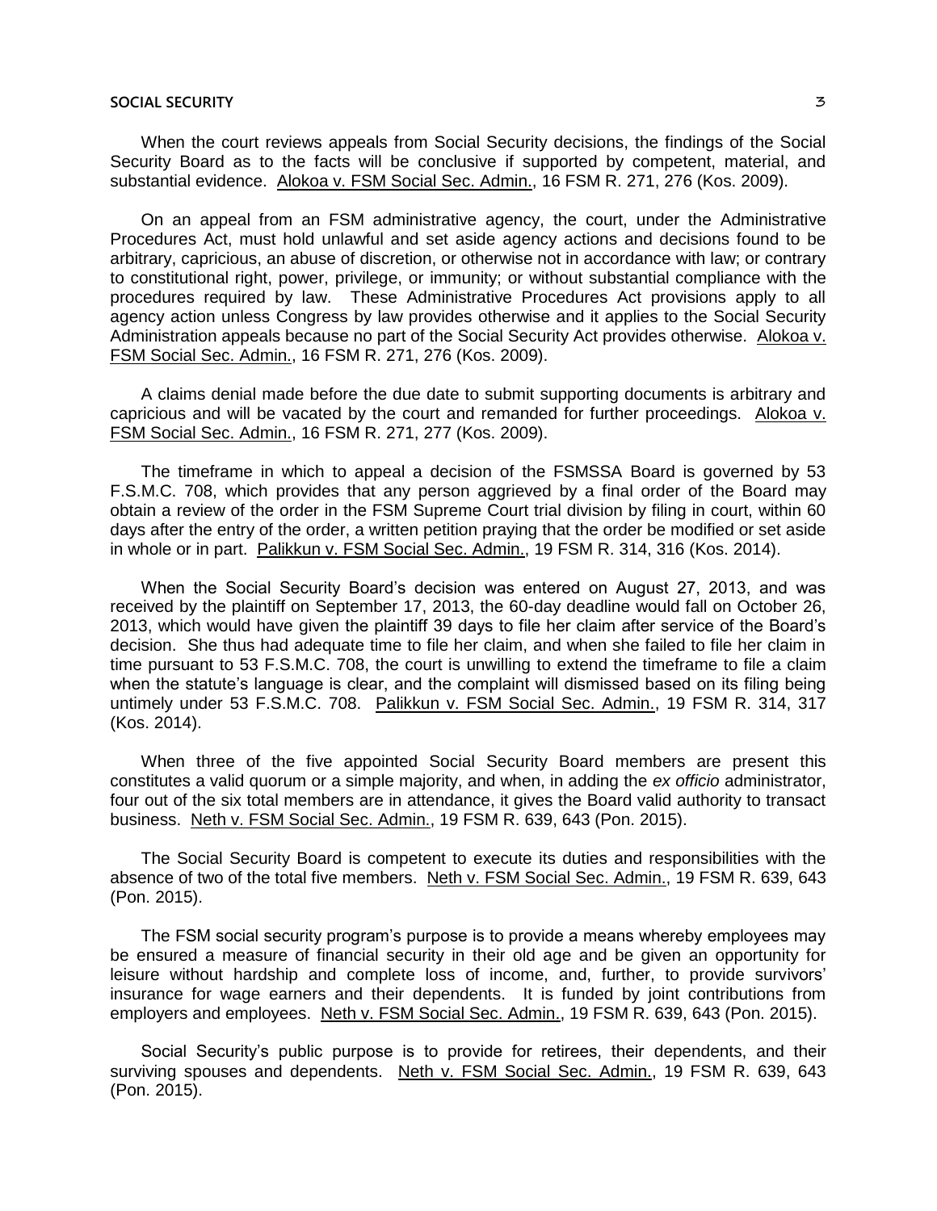When the court reviews appeals from Social Security decisions, the findings of the Social Security Board as to the facts will be conclusive if supported by competent, material, and substantial evidence. Alokoa v. FSM Social Sec. Admin., 16 FSM R. 271, 276 (Kos. 2009).

On an appeal from an FSM administrative agency, the court, under the Administrative Procedures Act, must hold unlawful and set aside agency actions and decisions found to be arbitrary, capricious, an abuse of discretion, or otherwise not in accordance with law; or contrary to constitutional right, power, privilege, or immunity; or without substantial compliance with the procedures required by law. These Administrative Procedures Act provisions apply to all agency action unless Congress by law provides otherwise and it applies to the Social Security Administration appeals because no part of the Social Security Act provides otherwise. Alokoa v. FSM Social Sec. Admin., 16 FSM R. 271, 276 (Kos. 2009).

A claims denial made before the due date to submit supporting documents is arbitrary and capricious and will be vacated by the court and remanded for further proceedings. Alokoa v. FSM Social Sec. Admin., 16 FSM R. 271, 277 (Kos. 2009).

The timeframe in which to appeal a decision of the FSMSSA Board is governed by 53 F.S.M.C. 708, which provides that any person aggrieved by a final order of the Board may obtain a review of the order in the FSM Supreme Court trial division by filing in court, within 60 days after the entry of the order, a written petition praying that the order be modified or set aside in whole or in part. Palikkun v. FSM Social Sec. Admin., 19 FSM R. 314, 316 (Kos. 2014).

When the Social Security Board's decision was entered on August 27, 2013, and was received by the plaintiff on September 17, 2013, the 60-day deadline would fall on October 26, 2013, which would have given the plaintiff 39 days to file her claim after service of the Board's decision. She thus had adequate time to file her claim, and when she failed to file her claim in time pursuant to 53 F.S.M.C. 708, the court is unwilling to extend the timeframe to file a claim when the statute's language is clear, and the complaint will dismissed based on its filing being untimely under 53 F.S.M.C. 708. Palikkun v. FSM Social Sec. Admin., 19 FSM R. 314, 317 (Kos. 2014).

When three of the five appointed Social Security Board members are present this constitutes a valid quorum or a simple majority, and when, in adding the *ex officio* administrator, four out of the six total members are in attendance, it gives the Board valid authority to transact business. Neth v. FSM Social Sec. Admin., 19 FSM R. 639, 643 (Pon. 2015).

The Social Security Board is competent to execute its duties and responsibilities with the absence of two of the total five members. Neth v. FSM Social Sec. Admin., 19 FSM R. 639, 643 (Pon. 2015).

The FSM social security program's purpose is to provide a means whereby employees may be ensured a measure of financial security in their old age and be given an opportunity for leisure without hardship and complete loss of income, and, further, to provide survivors' insurance for wage earners and their dependents. It is funded by joint contributions from employers and employees. Neth v. FSM Social Sec. Admin., 19 FSM R. 639, 643 (Pon. 2015).

Social Security's public purpose is to provide for retirees, their dependents, and their surviving spouses and dependents. Neth v. FSM Social Sec. Admin., 19 FSM R. 639, 643 (Pon. 2015).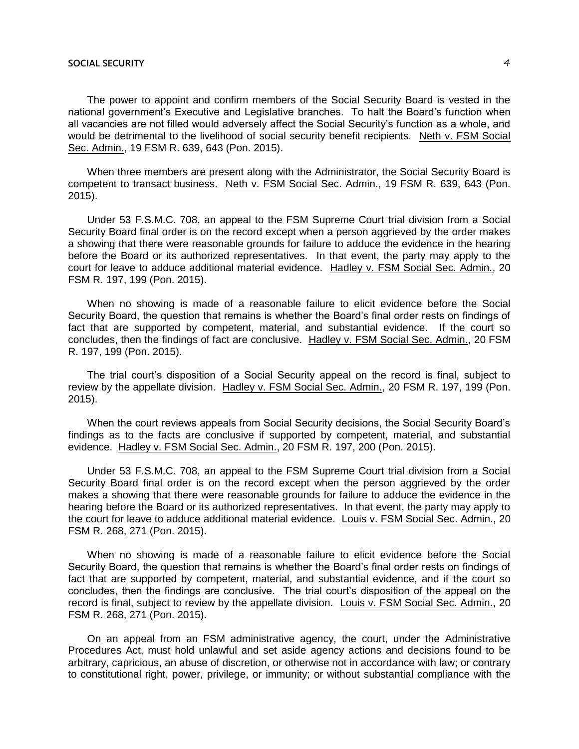The power to appoint and confirm members of the Social Security Board is vested in the national government's Executive and Legislative branches. To halt the Board's function when all vacancies are not filled would adversely affect the Social Security's function as a whole, and would be detrimental to the livelihood of social security benefit recipients. Neth v. FSM Social Sec. Admin., 19 FSM R. 639, 643 (Pon. 2015).

When three members are present along with the Administrator, the Social Security Board is competent to transact business. Neth v. FSM Social Sec. Admin., 19 FSM R. 639, 643 (Pon. 2015).

Under 53 F.S.M.C. 708, an appeal to the FSM Supreme Court trial division from a Social Security Board final order is on the record except when a person aggrieved by the order makes a showing that there were reasonable grounds for failure to adduce the evidence in the hearing before the Board or its authorized representatives. In that event, the party may apply to the court for leave to adduce additional material evidence. Hadley v. FSM Social Sec. Admin., 20 FSM R. 197, 199 (Pon. 2015).

When no showing is made of a reasonable failure to elicit evidence before the Social Security Board, the question that remains is whether the Board's final order rests on findings of fact that are supported by competent, material, and substantial evidence. If the court so concludes, then the findings of fact are conclusive. Hadley v. FSM Social Sec. Admin., 20 FSM R. 197, 199 (Pon. 2015).

The trial court's disposition of a Social Security appeal on the record is final, subject to review by the appellate division. Hadley v. FSM Social Sec. Admin., 20 FSM R. 197, 199 (Pon. 2015).

When the court reviews appeals from Social Security decisions, the Social Security Board's findings as to the facts are conclusive if supported by competent, material, and substantial evidence. Hadley v. FSM Social Sec. Admin., 20 FSM R. 197, 200 (Pon. 2015).

Under 53 F.S.M.C. 708, an appeal to the FSM Supreme Court trial division from a Social Security Board final order is on the record except when the person aggrieved by the order makes a showing that there were reasonable grounds for failure to adduce the evidence in the hearing before the Board or its authorized representatives. In that event, the party may apply to the court for leave to adduce additional material evidence. Louis v. FSM Social Sec. Admin., 20 FSM R. 268, 271 (Pon. 2015).

When no showing is made of a reasonable failure to elicit evidence before the Social Security Board, the question that remains is whether the Board's final order rests on findings of fact that are supported by competent, material, and substantial evidence, and if the court so concludes, then the findings are conclusive. The trial court's disposition of the appeal on the record is final, subject to review by the appellate division. Louis v. FSM Social Sec. Admin., 20 FSM R. 268, 271 (Pon. 2015).

On an appeal from an FSM administrative agency, the court, under the Administrative Procedures Act, must hold unlawful and set aside agency actions and decisions found to be arbitrary, capricious, an abuse of discretion, or otherwise not in accordance with law; or contrary to constitutional right, power, privilege, or immunity; or without substantial compliance with the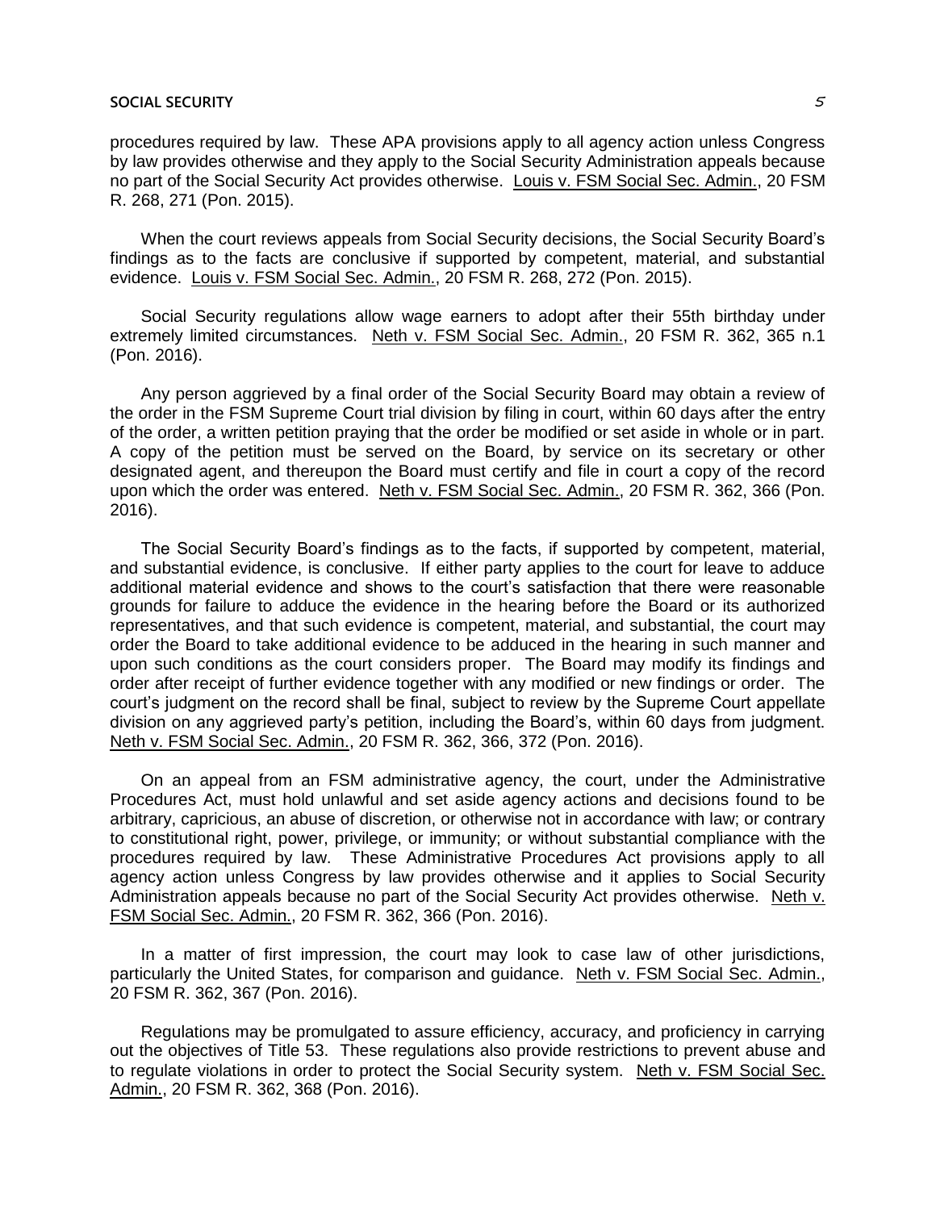procedures required by law. These APA provisions apply to all agency action unless Congress by law provides otherwise and they apply to the Social Security Administration appeals because no part of the Social Security Act provides otherwise. Louis v. FSM Social Sec. Admin., 20 FSM R. 268, 271 (Pon. 2015).

When the court reviews appeals from Social Security decisions, the Social Security Board's findings as to the facts are conclusive if supported by competent, material, and substantial evidence. Louis v. FSM Social Sec. Admin., 20 FSM R. 268, 272 (Pon. 2015).

Social Security regulations allow wage earners to adopt after their 55th birthday under extremely limited circumstances. Neth v. FSM Social Sec. Admin., 20 FSM R. 362, 365 n.1 (Pon. 2016).

Any person aggrieved by a final order of the Social Security Board may obtain a review of the order in the FSM Supreme Court trial division by filing in court, within 60 days after the entry of the order, a written petition praying that the order be modified or set aside in whole or in part. A copy of the petition must be served on the Board, by service on its secretary or other designated agent, and thereupon the Board must certify and file in court a copy of the record upon which the order was entered. Neth v. FSM Social Sec. Admin., 20 FSM R. 362, 366 (Pon. 2016).

The Social Security Board's findings as to the facts, if supported by competent, material, and substantial evidence, is conclusive. If either party applies to the court for leave to adduce additional material evidence and shows to the court's satisfaction that there were reasonable grounds for failure to adduce the evidence in the hearing before the Board or its authorized representatives, and that such evidence is competent, material, and substantial, the court may order the Board to take additional evidence to be adduced in the hearing in such manner and upon such conditions as the court considers proper. The Board may modify its findings and order after receipt of further evidence together with any modified or new findings or order. The court's judgment on the record shall be final, subject to review by the Supreme Court appellate division on any aggrieved party's petition, including the Board's, within 60 days from judgment. Neth v. FSM Social Sec. Admin., 20 FSM R. 362, 366, 372 (Pon. 2016).

On an appeal from an FSM administrative agency, the court, under the Administrative Procedures Act, must hold unlawful and set aside agency actions and decisions found to be arbitrary, capricious, an abuse of discretion, or otherwise not in accordance with law; or contrary to constitutional right, power, privilege, or immunity; or without substantial compliance with the procedures required by law. These Administrative Procedures Act provisions apply to all agency action unless Congress by law provides otherwise and it applies to Social Security Administration appeals because no part of the Social Security Act provides otherwise. Neth v. FSM Social Sec. Admin., 20 FSM R. 362, 366 (Pon. 2016).

In a matter of first impression, the court may look to case law of other jurisdictions, particularly the United States, for comparison and guidance. Neth v. FSM Social Sec. Admin., 20 FSM R. 362, 367 (Pon. 2016).

Regulations may be promulgated to assure efficiency, accuracy, and proficiency in carrying out the objectives of Title 53. These regulations also provide restrictions to prevent abuse and to regulate violations in order to protect the Social Security system. Neth v. FSM Social Sec. Admin., 20 FSM R. 362, 368 (Pon. 2016).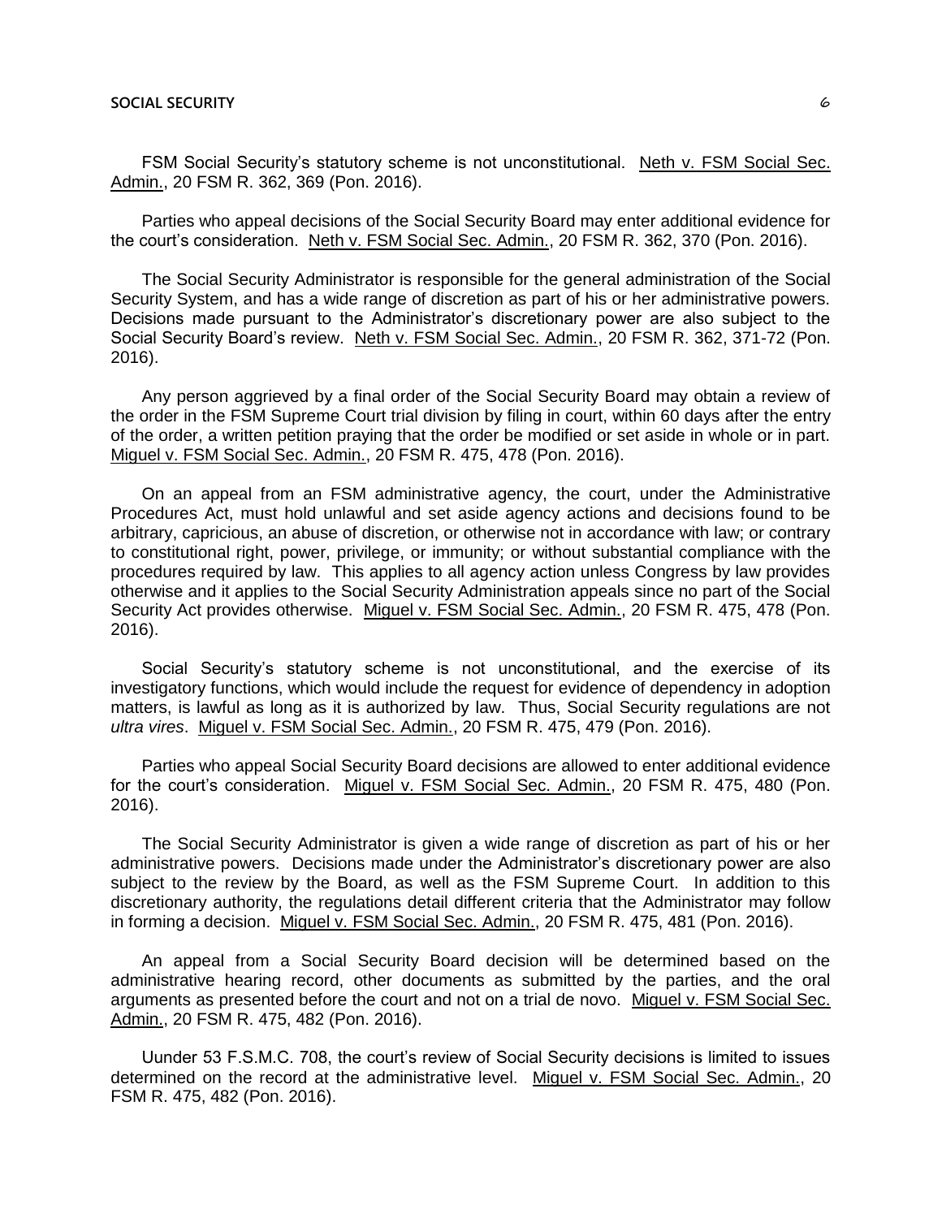FSM Social Security's statutory scheme is not unconstitutional. Neth v. FSM Social Sec. Admin., 20 FSM R. 362, 369 (Pon. 2016).

Parties who appeal decisions of the Social Security Board may enter additional evidence for the court's consideration. Neth v. FSM Social Sec. Admin., 20 FSM R. 362, 370 (Pon. 2016).

The Social Security Administrator is responsible for the general administration of the Social Security System, and has a wide range of discretion as part of his or her administrative powers. Decisions made pursuant to the Administrator's discretionary power are also subject to the Social Security Board's review. Neth v. FSM Social Sec. Admin., 20 FSM R. 362, 371-72 (Pon. 2016).

Any person aggrieved by a final order of the Social Security Board may obtain a review of the order in the FSM Supreme Court trial division by filing in court, within 60 days after the entry of the order, a written petition praying that the order be modified or set aside in whole or in part. Miguel v. FSM Social Sec. Admin., 20 FSM R. 475, 478 (Pon. 2016).

On an appeal from an FSM administrative agency, the court, under the Administrative Procedures Act, must hold unlawful and set aside agency actions and decisions found to be arbitrary, capricious, an abuse of discretion, or otherwise not in accordance with law; or contrary to constitutional right, power, privilege, or immunity; or without substantial compliance with the procedures required by law. This applies to all agency action unless Congress by law provides otherwise and it applies to the Social Security Administration appeals since no part of the Social Security Act provides otherwise. Miguel v. FSM Social Sec. Admin., 20 FSM R. 475, 478 (Pon. 2016).

Social Security's statutory scheme is not unconstitutional, and the exercise of its investigatory functions, which would include the request for evidence of dependency in adoption matters, is lawful as long as it is authorized by law. Thus, Social Security regulations are not *ultra vires*. Miguel v. FSM Social Sec. Admin., 20 FSM R. 475, 479 (Pon. 2016).

Parties who appeal Social Security Board decisions are allowed to enter additional evidence for the court's consideration. Miguel v. FSM Social Sec. Admin., 20 FSM R. 475, 480 (Pon. 2016).

The Social Security Administrator is given a wide range of discretion as part of his or her administrative powers. Decisions made under the Administrator's discretionary power are also subject to the review by the Board, as well as the FSM Supreme Court. In addition to this discretionary authority, the regulations detail different criteria that the Administrator may follow in forming a decision. Miguel v. FSM Social Sec. Admin., 20 FSM R. 475, 481 (Pon. 2016).

An appeal from a Social Security Board decision will be determined based on the administrative hearing record, other documents as submitted by the parties, and the oral arguments as presented before the court and not on a trial de novo. Miguel v. FSM Social Sec. Admin., 20 FSM R. 475, 482 (Pon. 2016).

Uunder 53 F.S.M.C. 708, the court's review of Social Security decisions is limited to issues determined on the record at the administrative level. Miguel v. FSM Social Sec. Admin., 20 FSM R. 475, 482 (Pon. 2016).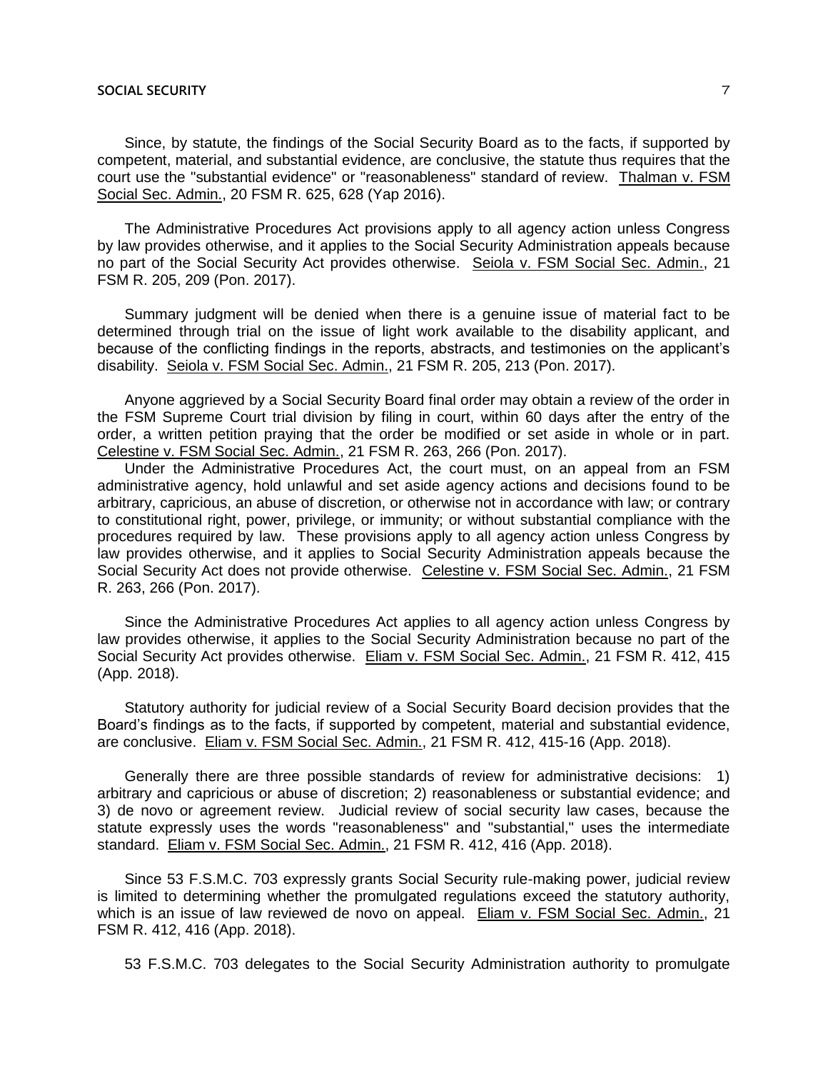Since, by statute, the findings of the Social Security Board as to the facts, if supported by competent, material, and substantial evidence, are conclusive, the statute thus requires that the court use the "substantial evidence" or "reasonableness" standard of review. Thalman v. FSM Social Sec. Admin., 20 FSM R. 625, 628 (Yap 2016).

The Administrative Procedures Act provisions apply to all agency action unless Congress by law provides otherwise, and it applies to the Social Security Administration appeals because no part of the Social Security Act provides otherwise. Seiola v. FSM Social Sec. Admin., 21 FSM R. 205, 209 (Pon. 2017).

Summary judgment will be denied when there is a genuine issue of material fact to be determined through trial on the issue of light work available to the disability applicant, and because of the conflicting findings in the reports, abstracts, and testimonies on the applicant's disability. Seiola v. FSM Social Sec. Admin., 21 FSM R. 205, 213 (Pon. 2017).

Anyone aggrieved by a Social Security Board final order may obtain a review of the order in the FSM Supreme Court trial division by filing in court, within 60 days after the entry of the order, a written petition praying that the order be modified or set aside in whole or in part. Celestine v. FSM Social Sec. Admin., 21 FSM R. 263, 266 (Pon. 2017).

Under the Administrative Procedures Act, the court must, on an appeal from an FSM administrative agency, hold unlawful and set aside agency actions and decisions found to be arbitrary, capricious, an abuse of discretion, or otherwise not in accordance with law; or contrary to constitutional right, power, privilege, or immunity; or without substantial compliance with the procedures required by law. These provisions apply to all agency action unless Congress by law provides otherwise, and it applies to Social Security Administration appeals because the Social Security Act does not provide otherwise. Celestine v. FSM Social Sec. Admin., 21 FSM R. 263, 266 (Pon. 2017).

Since the Administrative Procedures Act applies to all agency action unless Congress by law provides otherwise, it applies to the Social Security Administration because no part of the Social Security Act provides otherwise. Eliam v. FSM Social Sec. Admin., 21 FSM R. 412, 415 (App. 2018).

Statutory authority for judicial review of a Social Security Board decision provides that the Board's findings as to the facts, if supported by competent, material and substantial evidence, are conclusive. Eliam v. FSM Social Sec. Admin., 21 FSM R. 412, 415-16 (App. 2018).

Generally there are three possible standards of review for administrative decisions: 1) arbitrary and capricious or abuse of discretion; 2) reasonableness or substantial evidence; and 3) de novo or agreement review. Judicial review of social security law cases, because the statute expressly uses the words "reasonableness" and "substantial," uses the intermediate standard. Eliam v. FSM Social Sec. Admin., 21 FSM R. 412, 416 (App. 2018).

Since 53 F.S.M.C. 703 expressly grants Social Security rule-making power, judicial review is limited to determining whether the promulgated regulations exceed the statutory authority, which is an issue of law reviewed de novo on appeal. Eliam v. FSM Social Sec. Admin., 21 FSM R. 412, 416 (App. 2018).

53 F.S.M.C. 703 delegates to the Social Security Administration authority to promulgate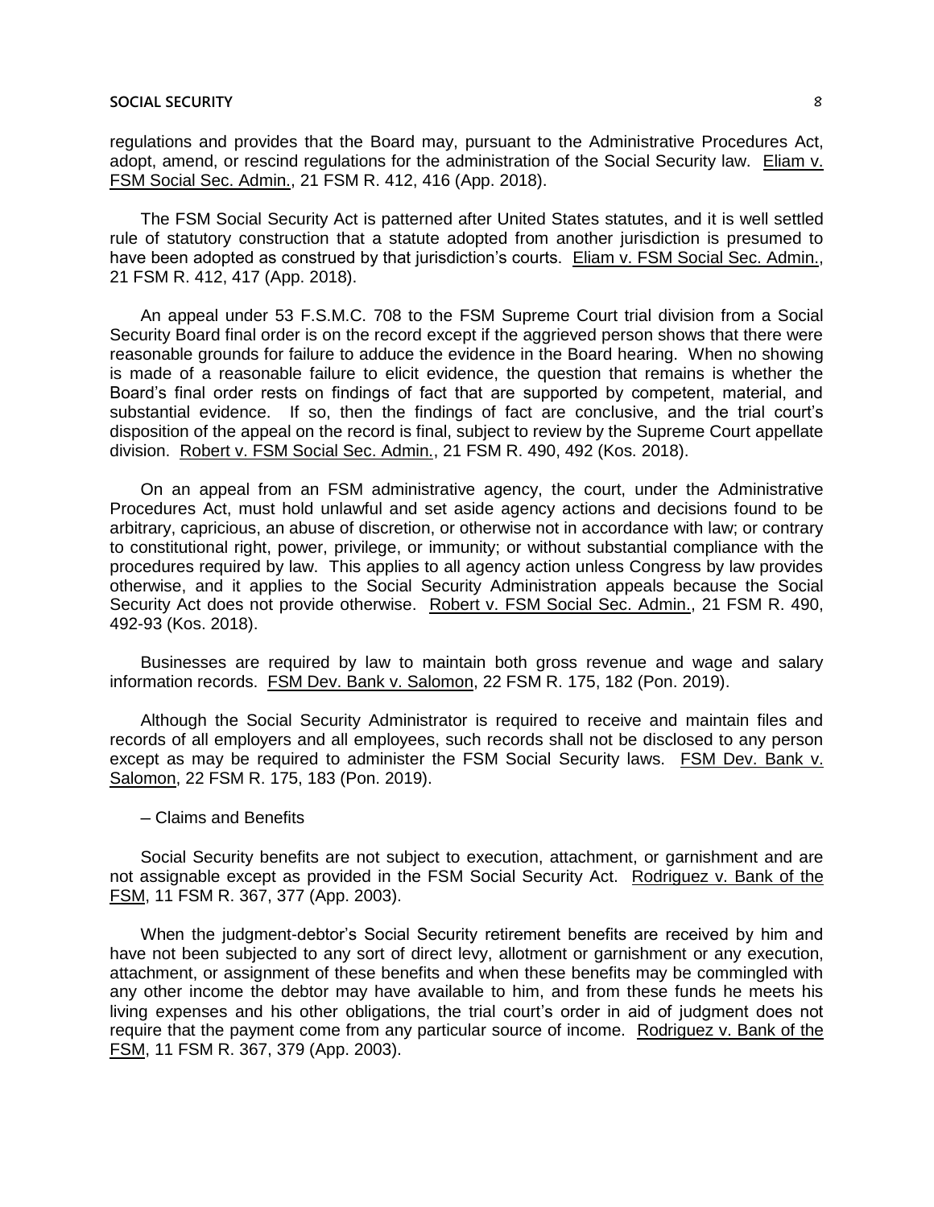regulations and provides that the Board may, pursuant to the Administrative Procedures Act, adopt, amend, or rescind regulations for the administration of the Social Security law. Eliam v. FSM Social Sec. Admin., 21 FSM R. 412, 416 (App. 2018).

The FSM Social Security Act is patterned after United States statutes, and it is well settled rule of statutory construction that a statute adopted from another jurisdiction is presumed to have been adopted as construed by that jurisdiction's courts. Eliam v. FSM Social Sec. Admin., 21 FSM R. 412, 417 (App. 2018).

An appeal under 53 F.S.M.C. 708 to the FSM Supreme Court trial division from a Social Security Board final order is on the record except if the aggrieved person shows that there were reasonable grounds for failure to adduce the evidence in the Board hearing. When no showing is made of a reasonable failure to elicit evidence, the question that remains is whether the Board's final order rests on findings of fact that are supported by competent, material, and substantial evidence. If so, then the findings of fact are conclusive, and the trial court's disposition of the appeal on the record is final, subject to review by the Supreme Court appellate division. Robert v. FSM Social Sec. Admin., 21 FSM R. 490, 492 (Kos. 2018).

On an appeal from an FSM administrative agency, the court, under the Administrative Procedures Act, must hold unlawful and set aside agency actions and decisions found to be arbitrary, capricious, an abuse of discretion, or otherwise not in accordance with law; or contrary to constitutional right, power, privilege, or immunity; or without substantial compliance with the procedures required by law. This applies to all agency action unless Congress by law provides otherwise, and it applies to the Social Security Administration appeals because the Social Security Act does not provide otherwise. Robert v. FSM Social Sec. Admin., 21 FSM R. 490, 492-93 (Kos. 2018).

Businesses are required by law to maintain both gross revenue and wage and salary information records. FSM Dev. Bank v. Salomon, 22 FSM R. 175, 182 (Pon. 2019).

Although the Social Security Administrator is required to receive and maintain files and records of all employers and all employees, such records shall not be disclosed to any person except as may be required to administer the FSM Social Security laws. FSM Dev. Bank v. Salomon, 22 FSM R. 175, 183 (Pon. 2019).

– Claims and Benefits

Social Security benefits are not subject to execution, attachment, or garnishment and are not assignable except as provided in the FSM Social Security Act. Rodriguez v. Bank of the FSM, 11 FSM R. 367, 377 (App. 2003).

When the judgment-debtor's Social Security retirement benefits are received by him and have not been subjected to any sort of direct levy, allotment or garnishment or any execution, attachment, or assignment of these benefits and when these benefits may be commingled with any other income the debtor may have available to him, and from these funds he meets his living expenses and his other obligations, the trial court's order in aid of judgment does not require that the payment come from any particular source of income. Rodriguez v. Bank of the FSM, 11 FSM R. 367, 379 (App. 2003).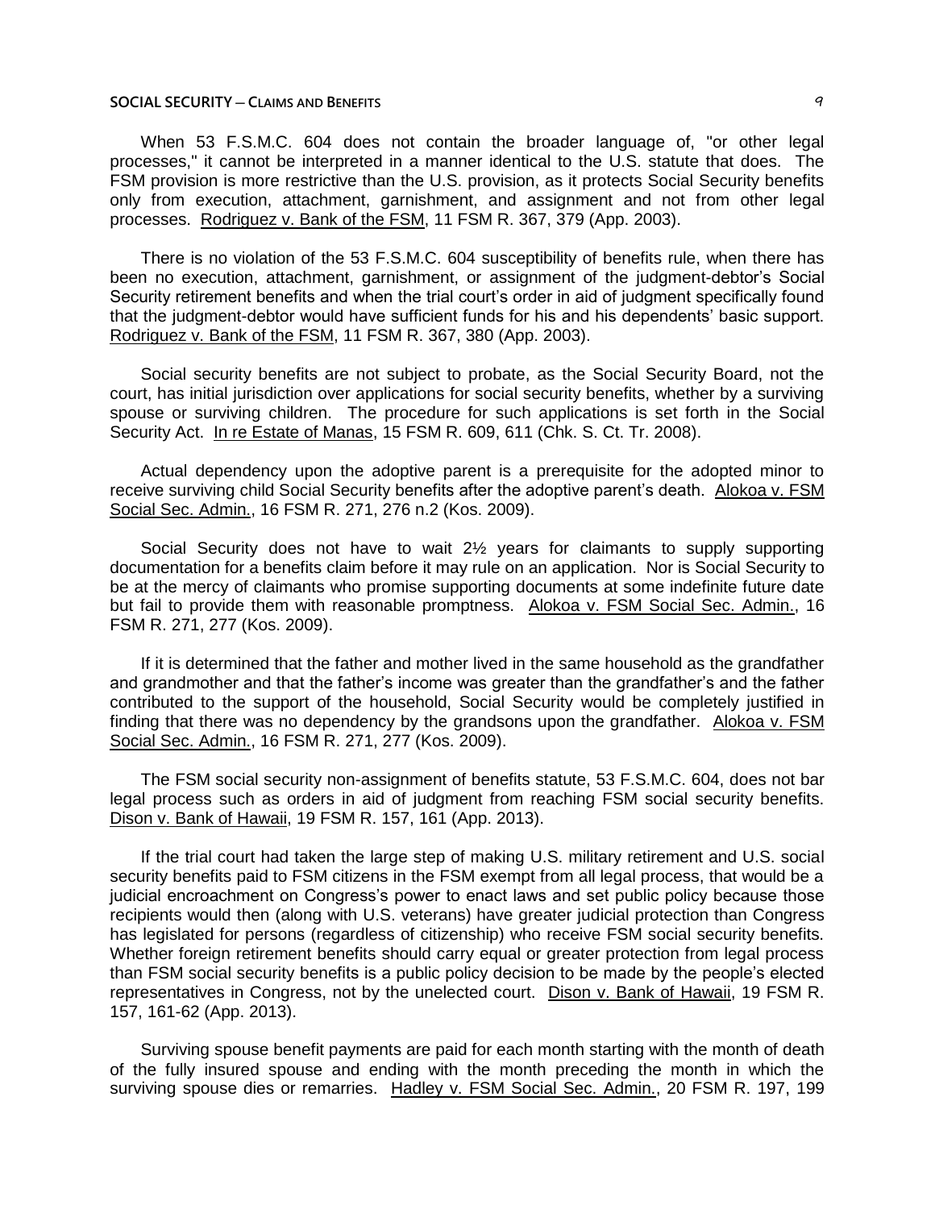When 53 F.S.M.C. 604 does not contain the broader language of, "or other legal processes," it cannot be interpreted in a manner identical to the U.S. statute that does. The FSM provision is more restrictive than the U.S. provision, as it protects Social Security benefits only from execution, attachment, garnishment, and assignment and not from other legal processes. Rodriguez v. Bank of the FSM, 11 FSM R. 367, 379 (App. 2003).

There is no violation of the 53 F.S.M.C. 604 susceptibility of benefits rule, when there has been no execution, attachment, garnishment, or assignment of the judgment-debtor's Social Security retirement benefits and when the trial court's order in aid of judgment specifically found that the judgment-debtor would have sufficient funds for his and his dependents' basic support. Rodriguez v. Bank of the FSM, 11 FSM R. 367, 380 (App. 2003).

Social security benefits are not subject to probate, as the Social Security Board, not the court, has initial jurisdiction over applications for social security benefits, whether by a surviving spouse or surviving children. The procedure for such applications is set forth in the Social Security Act. In re Estate of Manas, 15 FSM R. 609, 611 (Chk. S. Ct. Tr. 2008).

Actual dependency upon the adoptive parent is a prerequisite for the adopted minor to receive surviving child Social Security benefits after the adoptive parent's death. Alokoa v. FSM Social Sec. Admin., 16 FSM R. 271, 276 n.2 (Kos. 2009).

Social Security does not have to wait 2½ years for claimants to supply supporting documentation for a benefits claim before it may rule on an application. Nor is Social Security to be at the mercy of claimants who promise supporting documents at some indefinite future date but fail to provide them with reasonable promptness. Alokoa v. FSM Social Sec. Admin., 16 FSM R. 271, 277 (Kos. 2009).

If it is determined that the father and mother lived in the same household as the grandfather and grandmother and that the father's income was greater than the grandfather's and the father contributed to the support of the household, Social Security would be completely justified in finding that there was no dependency by the grandsons upon the grandfather. Alokoa v. FSM Social Sec. Admin., 16 FSM R. 271, 277 (Kos. 2009).

The FSM social security non-assignment of benefits statute, 53 F.S.M.C. 604, does not bar legal process such as orders in aid of judgment from reaching FSM social security benefits. Dison v. Bank of Hawaii, 19 FSM R. 157, 161 (App. 2013).

If the trial court had taken the large step of making U.S. military retirement and U.S. social security benefits paid to FSM citizens in the FSM exempt from all legal process, that would be a judicial encroachment on Congress's power to enact laws and set public policy because those recipients would then (along with U.S. veterans) have greater judicial protection than Congress has legislated for persons (regardless of citizenship) who receive FSM social security benefits. Whether foreign retirement benefits should carry equal or greater protection from legal process than FSM social security benefits is a public policy decision to be made by the people's elected representatives in Congress, not by the unelected court. Dison v. Bank of Hawaii, 19 FSM R. 157, 161-62 (App. 2013).

Surviving spouse benefit payments are paid for each month starting with the month of death of the fully insured spouse and ending with the month preceding the month in which the surviving spouse dies or remarries. Hadley v. FSM Social Sec. Admin., 20 FSM R. 197, 199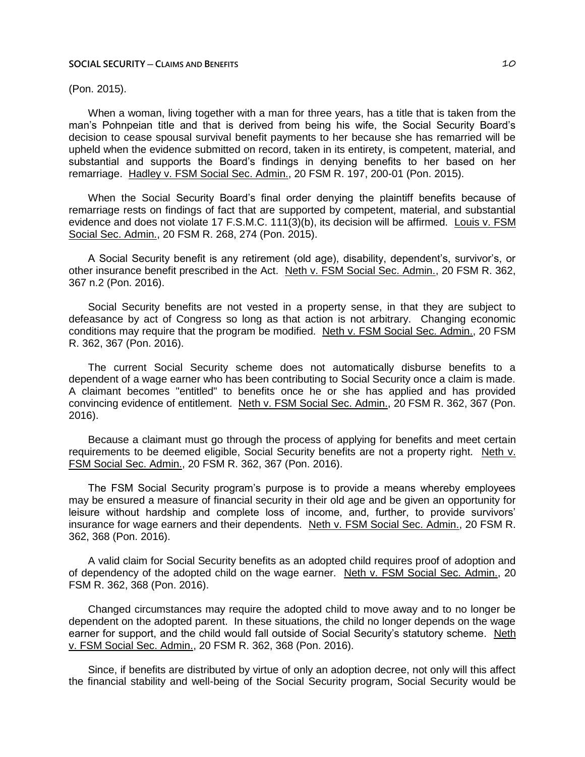(Pon. 2015).

When a woman, living together with a man for three years, has a title that is taken from the man's Pohnpeian title and that is derived from being his wife, the Social Security Board's decision to cease spousal survival benefit payments to her because she has remarried will be upheld when the evidence submitted on record, taken in its entirety, is competent, material, and substantial and supports the Board's findings in denying benefits to her based on her remarriage. Hadley v. FSM Social Sec. Admin., 20 FSM R. 197, 200-01 (Pon. 2015).

When the Social Security Board's final order denying the plaintiff benefits because of remarriage rests on findings of fact that are supported by competent, material, and substantial evidence and does not violate 17 F.S.M.C. 111(3)(b), its decision will be affirmed. Louis v. FSM Social Sec. Admin., 20 FSM R. 268, 274 (Pon. 2015).

A Social Security benefit is any retirement (old age), disability, dependent's, survivor's, or other insurance benefit prescribed in the Act. Neth v. FSM Social Sec. Admin., 20 FSM R. 362, 367 n.2 (Pon. 2016).

Social Security benefits are not vested in a property sense, in that they are subject to defeasance by act of Congress so long as that action is not arbitrary. Changing economic conditions may require that the program be modified. Neth v. FSM Social Sec. Admin., 20 FSM R. 362, 367 (Pon. 2016).

The current Social Security scheme does not automatically disburse benefits to a dependent of a wage earner who has been contributing to Social Security once a claim is made. A claimant becomes "entitled" to benefits once he or she has applied and has provided convincing evidence of entitlement. Neth v. FSM Social Sec. Admin., 20 FSM R. 362, 367 (Pon. 2016).

Because a claimant must go through the process of applying for benefits and meet certain requirements to be deemed eligible, Social Security benefits are not a property right. Neth v. FSM Social Sec. Admin., 20 FSM R. 362, 367 (Pon. 2016).

The FSM Social Security program's purpose is to provide a means whereby employees may be ensured a measure of financial security in their old age and be given an opportunity for leisure without hardship and complete loss of income, and, further, to provide survivors' insurance for wage earners and their dependents. Neth v. FSM Social Sec. Admin., 20 FSM R. 362, 368 (Pon. 2016).

A valid claim for Social Security benefits as an adopted child requires proof of adoption and of dependency of the adopted child on the wage earner. Neth v. FSM Social Sec. Admin., 20 FSM R. 362, 368 (Pon. 2016).

Changed circumstances may require the adopted child to move away and to no longer be dependent on the adopted parent. In these situations, the child no longer depends on the wage earner for support, and the child would fall outside of Social Security's statutory scheme. Neth v. FSM Social Sec. Admin., 20 FSM R. 362, 368 (Pon. 2016).

Since, if benefits are distributed by virtue of only an adoption decree, not only will this affect the financial stability and well-being of the Social Security program, Social Security would be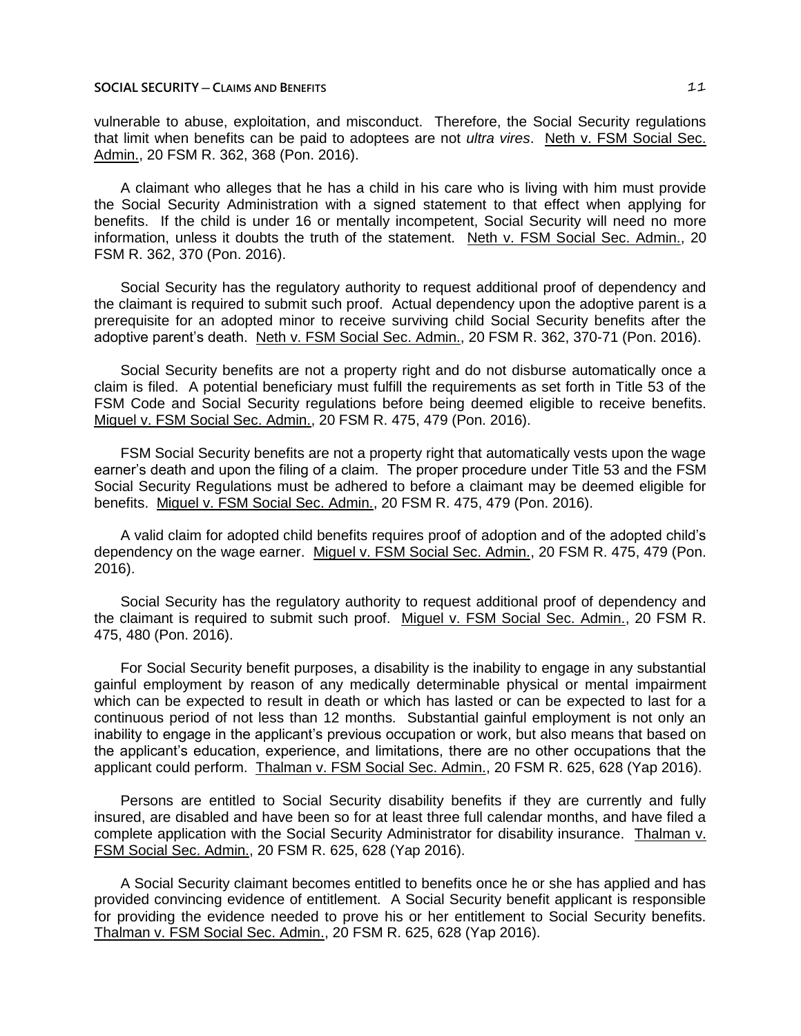vulnerable to abuse, exploitation, and misconduct. Therefore, the Social Security regulations that limit when benefits can be paid to adoptees are not *ultra vires*. Neth v. FSM Social Sec. Admin., 20 FSM R. 362, 368 (Pon. 2016).

A claimant who alleges that he has a child in his care who is living with him must provide the Social Security Administration with a signed statement to that effect when applying for benefits. If the child is under 16 or mentally incompetent, Social Security will need no more information, unless it doubts the truth of the statement. Neth v. FSM Social Sec. Admin., 20 FSM R. 362, 370 (Pon. 2016).

Social Security has the regulatory authority to request additional proof of dependency and the claimant is required to submit such proof. Actual dependency upon the adoptive parent is a prerequisite for an adopted minor to receive surviving child Social Security benefits after the adoptive parent's death. Neth v. FSM Social Sec. Admin., 20 FSM R. 362, 370-71 (Pon. 2016).

Social Security benefits are not a property right and do not disburse automatically once a claim is filed. A potential beneficiary must fulfill the requirements as set forth in Title 53 of the FSM Code and Social Security regulations before being deemed eligible to receive benefits. Miguel v. FSM Social Sec. Admin., 20 FSM R. 475, 479 (Pon. 2016).

FSM Social Security benefits are not a property right that automatically vests upon the wage earner's death and upon the filing of a claim. The proper procedure under Title 53 and the FSM Social Security Regulations must be adhered to before a claimant may be deemed eligible for benefits. Miguel v. FSM Social Sec. Admin., 20 FSM R. 475, 479 (Pon. 2016).

A valid claim for adopted child benefits requires proof of adoption and of the adopted child's dependency on the wage earner. Miguel v. FSM Social Sec. Admin., 20 FSM R. 475, 479 (Pon. 2016).

Social Security has the regulatory authority to request additional proof of dependency and the claimant is required to submit such proof. Miguel v. FSM Social Sec. Admin., 20 FSM R. 475, 480 (Pon. 2016).

For Social Security benefit purposes, a disability is the inability to engage in any substantial gainful employment by reason of any medically determinable physical or mental impairment which can be expected to result in death or which has lasted or can be expected to last for a continuous period of not less than 12 months. Substantial gainful employment is not only an inability to engage in the applicant's previous occupation or work, but also means that based on the applicant's education, experience, and limitations, there are no other occupations that the applicant could perform. Thalman v. FSM Social Sec. Admin., 20 FSM R. 625, 628 (Yap 2016).

Persons are entitled to Social Security disability benefits if they are currently and fully insured, are disabled and have been so for at least three full calendar months, and have filed a complete application with the Social Security Administrator for disability insurance. Thalman v. FSM Social Sec. Admin., 20 FSM R. 625, 628 (Yap 2016).

A Social Security claimant becomes entitled to benefits once he or she has applied and has provided convincing evidence of entitlement. A Social Security benefit applicant is responsible for providing the evidence needed to prove his or her entitlement to Social Security benefits. Thalman v. FSM Social Sec. Admin., 20 FSM R. 625, 628 (Yap 2016).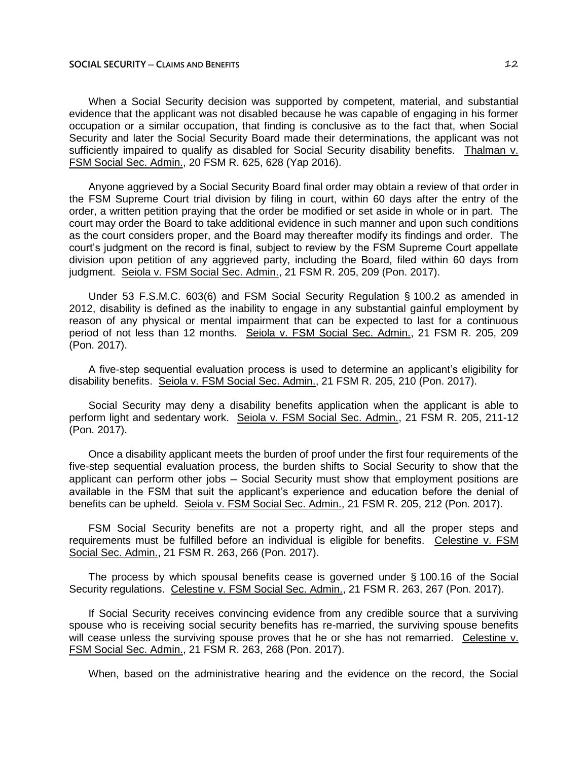When a Social Security decision was supported by competent, material, and substantial evidence that the applicant was not disabled because he was capable of engaging in his former occupation or a similar occupation, that finding is conclusive as to the fact that, when Social Security and later the Social Security Board made their determinations, the applicant was not sufficiently impaired to qualify as disabled for Social Security disability benefits. Thalman v. FSM Social Sec. Admin., 20 FSM R. 625, 628 (Yap 2016).

Anyone aggrieved by a Social Security Board final order may obtain a review of that order in the FSM Supreme Court trial division by filing in court, within 60 days after the entry of the order, a written petition praying that the order be modified or set aside in whole or in part. The court may order the Board to take additional evidence in such manner and upon such conditions as the court considers proper, and the Board may thereafter modify its findings and order. The court's judgment on the record is final, subject to review by the FSM Supreme Court appellate division upon petition of any aggrieved party, including the Board, filed within 60 days from judgment. Seiola v. FSM Social Sec. Admin., 21 FSM R. 205, 209 (Pon. 2017).

Under 53 F.S.M.C. 603(6) and FSM Social Security Regulation § 100.2 as amended in 2012, disability is defined as the inability to engage in any substantial gainful employment by reason of any physical or mental impairment that can be expected to last for a continuous period of not less than 12 months. Seiola v. FSM Social Sec. Admin., 21 FSM R. 205, 209 (Pon. 2017).

A five-step sequential evaluation process is used to determine an applicant's eligibility for disability benefits. Seiola v. FSM Social Sec. Admin., 21 FSM R. 205, 210 (Pon. 2017).

Social Security may deny a disability benefits application when the applicant is able to perform light and sedentary work. Seiola v. FSM Social Sec. Admin., 21 FSM R. 205, 211-12 (Pon. 2017).

Once a disability applicant meets the burden of proof under the first four requirements of the five-step sequential evaluation process, the burden shifts to Social Security to show that the applicant can perform other jobs – Social Security must show that employment positions are available in the FSM that suit the applicant's experience and education before the denial of benefits can be upheld. Seiola v. FSM Social Sec. Admin., 21 FSM R. 205, 212 (Pon. 2017).

FSM Social Security benefits are not a property right, and all the proper steps and requirements must be fulfilled before an individual is eligible for benefits. Celestine v. FSM Social Sec. Admin., 21 FSM R. 263, 266 (Pon. 2017).

The process by which spousal benefits cease is governed under § 100.16 of the Social Security regulations. Celestine v. FSM Social Sec. Admin., 21 FSM R. 263, 267 (Pon. 2017).

If Social Security receives convincing evidence from any credible source that a surviving spouse who is receiving social security benefits has re-married, the surviving spouse benefits will cease unless the surviving spouse proves that he or she has not remarried. Celestine v. FSM Social Sec. Admin., 21 FSM R. 263, 268 (Pon. 2017).

When, based on the administrative hearing and the evidence on the record, the Social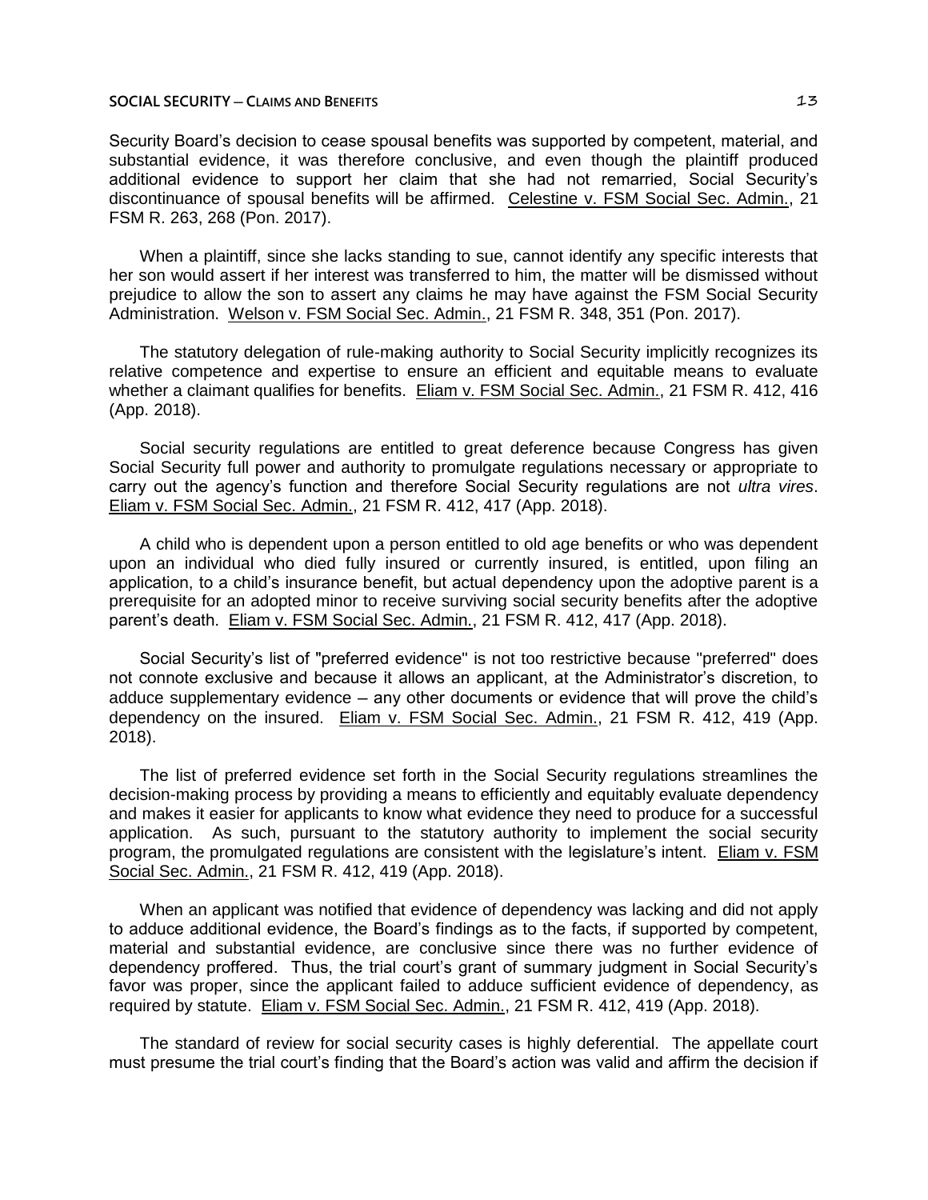Security Board's decision to cease spousal benefits was supported by competent, material, and substantial evidence, it was therefore conclusive, and even though the plaintiff produced additional evidence to support her claim that she had not remarried, Social Security's discontinuance of spousal benefits will be affirmed. Celestine v. FSM Social Sec. Admin., 21 FSM R. 263, 268 (Pon. 2017).

When a plaintiff, since she lacks standing to sue, cannot identify any specific interests that her son would assert if her interest was transferred to him, the matter will be dismissed without prejudice to allow the son to assert any claims he may have against the FSM Social Security Administration. Welson v. FSM Social Sec. Admin., 21 FSM R. 348, 351 (Pon. 2017).

The statutory delegation of rule-making authority to Social Security implicitly recognizes its relative competence and expertise to ensure an efficient and equitable means to evaluate whether a claimant qualifies for benefits. Eliam v. FSM Social Sec. Admin., 21 FSM R. 412, 416 (App. 2018).

Social security regulations are entitled to great deference because Congress has given Social Security full power and authority to promulgate regulations necessary or appropriate to carry out the agency's function and therefore Social Security regulations are not *ultra vires*. Eliam v. FSM Social Sec. Admin., 21 FSM R. 412, 417 (App. 2018).

A child who is dependent upon a person entitled to old age benefits or who was dependent upon an individual who died fully insured or currently insured, is entitled, upon filing an application, to a child's insurance benefit, but actual dependency upon the adoptive parent is a prerequisite for an adopted minor to receive surviving social security benefits after the adoptive parent's death. Eliam v. FSM Social Sec. Admin., 21 FSM R. 412, 417 (App. 2018).

Social Security's list of "preferred evidence" is not too restrictive because "preferred" does not connote exclusive and because it allows an applicant, at the Administrator's discretion, to adduce supplementary evidence – any other documents or evidence that will prove the child's dependency on the insured. Eliam v. FSM Social Sec. Admin., 21 FSM R. 412, 419 (App. 2018).

The list of preferred evidence set forth in the Social Security regulations streamlines the decision-making process by providing a means to efficiently and equitably evaluate dependency and makes it easier for applicants to know what evidence they need to produce for a successful application. As such, pursuant to the statutory authority to implement the social security program, the promulgated regulations are consistent with the legislature's intent. Eliam v. FSM Social Sec. Admin., 21 FSM R. 412, 419 (App. 2018).

When an applicant was notified that evidence of dependency was lacking and did not apply to adduce additional evidence, the Board's findings as to the facts, if supported by competent, material and substantial evidence, are conclusive since there was no further evidence of dependency proffered. Thus, the trial court's grant of summary judgment in Social Security's favor was proper, since the applicant failed to adduce sufficient evidence of dependency, as required by statute. Eliam v. FSM Social Sec. Admin., 21 FSM R. 412, 419 (App. 2018).

The standard of review for social security cases is highly deferential. The appellate court must presume the trial court's finding that the Board's action was valid and affirm the decision if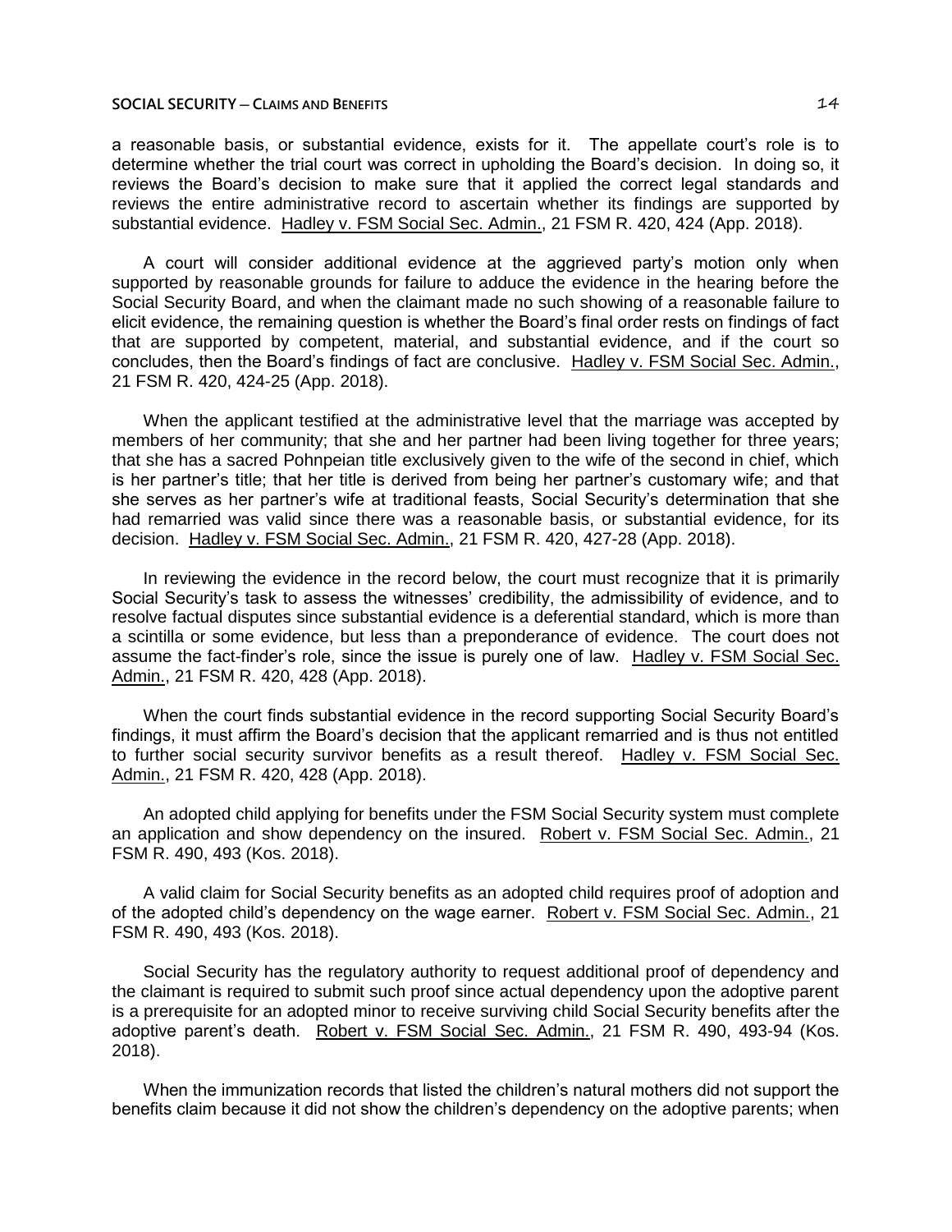a reasonable basis, or substantial evidence, exists for it. The appellate court's role is to determine whether the trial court was correct in upholding the Board's decision. In doing so, it reviews the Board's decision to make sure that it applied the correct legal standards and reviews the entire administrative record to ascertain whether its findings are supported by substantial evidence. Hadley v. FSM Social Sec. Admin., 21 FSM R. 420, 424 (App. 2018).

A court will consider additional evidence at the aggrieved party's motion only when supported by reasonable grounds for failure to adduce the evidence in the hearing before the Social Security Board, and when the claimant made no such showing of a reasonable failure to elicit evidence, the remaining question is whether the Board's final order rests on findings of fact that are supported by competent, material, and substantial evidence, and if the court so concludes, then the Board's findings of fact are conclusive. Hadley v. FSM Social Sec. Admin., 21 FSM R. 420, 424-25 (App. 2018).

When the applicant testified at the administrative level that the marriage was accepted by members of her community; that she and her partner had been living together for three years; that she has a sacred Pohnpeian title exclusively given to the wife of the second in chief, which is her partner's title; that her title is derived from being her partner's customary wife; and that she serves as her partner's wife at traditional feasts, Social Security's determination that she had remarried was valid since there was a reasonable basis, or substantial evidence, for its decision. Hadley v. FSM Social Sec. Admin., 21 FSM R. 420, 427-28 (App. 2018).

In reviewing the evidence in the record below, the court must recognize that it is primarily Social Security's task to assess the witnesses' credibility, the admissibility of evidence, and to resolve factual disputes since substantial evidence is a deferential standard, which is more than a scintilla or some evidence, but less than a preponderance of evidence. The court does not assume the fact-finder's role, since the issue is purely one of law. Hadley v. FSM Social Sec. Admin., 21 FSM R. 420, 428 (App. 2018).

When the court finds substantial evidence in the record supporting Social Security Board's findings, it must affirm the Board's decision that the applicant remarried and is thus not entitled to further social security survivor benefits as a result thereof. Hadley v. FSM Social Sec. Admin., 21 FSM R. 420, 428 (App. 2018).

An adopted child applying for benefits under the FSM Social Security system must complete an application and show dependency on the insured. Robert v. FSM Social Sec. Admin., 21 FSM R. 490, 493 (Kos. 2018).

A valid claim for Social Security benefits as an adopted child requires proof of adoption and of the adopted child's dependency on the wage earner. Robert v. FSM Social Sec. Admin., 21 FSM R. 490, 493 (Kos. 2018).

Social Security has the regulatory authority to request additional proof of dependency and the claimant is required to submit such proof since actual dependency upon the adoptive parent is a prerequisite for an adopted minor to receive surviving child Social Security benefits after the adoptive parent's death. Robert v. FSM Social Sec. Admin., 21 FSM R. 490, 493-94 (Kos. 2018).

When the immunization records that listed the children's natural mothers did not support the benefits claim because it did not show the children's dependency on the adoptive parents; when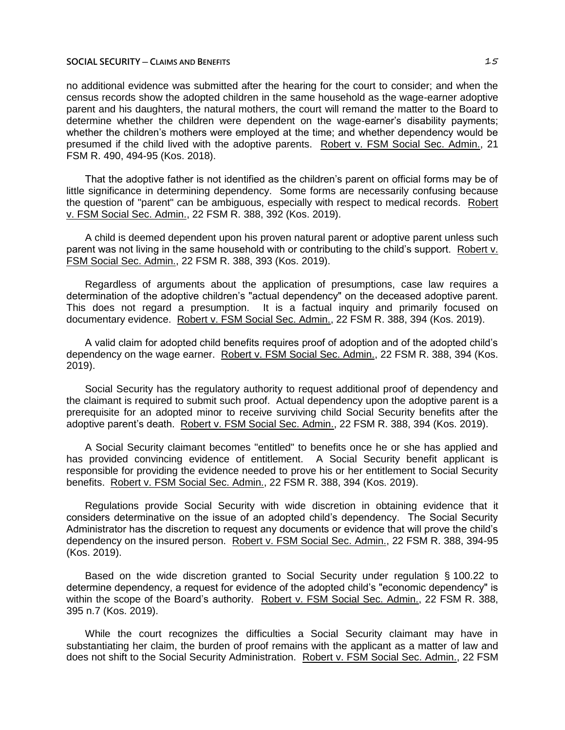no additional evidence was submitted after the hearing for the court to consider; and when the census records show the adopted children in the same household as the wage-earner adoptive parent and his daughters, the natural mothers, the court will remand the matter to the Board to determine whether the children were dependent on the wage-earner's disability payments; whether the children's mothers were employed at the time; and whether dependency would be presumed if the child lived with the adoptive parents. Robert v. FSM Social Sec. Admin., 21 FSM R. 490, 494-95 (Kos. 2018).

That the adoptive father is not identified as the children's parent on official forms may be of little significance in determining dependency. Some forms are necessarily confusing because the question of "parent" can be ambiguous, especially with respect to medical records. Robert v. FSM Social Sec. Admin., 22 FSM R. 388, 392 (Kos. 2019).

A child is deemed dependent upon his proven natural parent or adoptive parent unless such parent was not living in the same household with or contributing to the child's support. Robert v. FSM Social Sec. Admin., 22 FSM R. 388, 393 (Kos. 2019).

Regardless of arguments about the application of presumptions, case law requires a determination of the adoptive children's "actual dependency" on the deceased adoptive parent. This does not regard a presumption. It is a factual inquiry and primarily focused on documentary evidence. Robert v. FSM Social Sec. Admin., 22 FSM R. 388, 394 (Kos. 2019).

A valid claim for adopted child benefits requires proof of adoption and of the adopted child's dependency on the wage earner. Robert v. FSM Social Sec. Admin., 22 FSM R. 388, 394 (Kos. 2019).

Social Security has the regulatory authority to request additional proof of dependency and the claimant is required to submit such proof. Actual dependency upon the adoptive parent is a prerequisite for an adopted minor to receive surviving child Social Security benefits after the adoptive parent's death. Robert v. FSM Social Sec. Admin., 22 FSM R. 388, 394 (Kos. 2019).

A Social Security claimant becomes "entitled" to benefits once he or she has applied and has provided convincing evidence of entitlement. A Social Security benefit applicant is responsible for providing the evidence needed to prove his or her entitlement to Social Security benefits. Robert v. FSM Social Sec. Admin., 22 FSM R. 388, 394 (Kos. 2019).

Regulations provide Social Security with wide discretion in obtaining evidence that it considers determinative on the issue of an adopted child's dependency. The Social Security Administrator has the discretion to request any documents or evidence that will prove the child's dependency on the insured person. Robert v. FSM Social Sec. Admin., 22 FSM R. 388, 394-95 (Kos. 2019).

Based on the wide discretion granted to Social Security under regulation § 100.22 to determine dependency, a request for evidence of the adopted child's "economic dependency" is within the scope of the Board's authority. Robert v. FSM Social Sec. Admin., 22 FSM R. 388, 395 n.7 (Kos. 2019).

While the court recognizes the difficulties a Social Security claimant may have in substantiating her claim, the burden of proof remains with the applicant as a matter of law and does not shift to the Social Security Administration. Robert v. FSM Social Sec. Admin., 22 FSM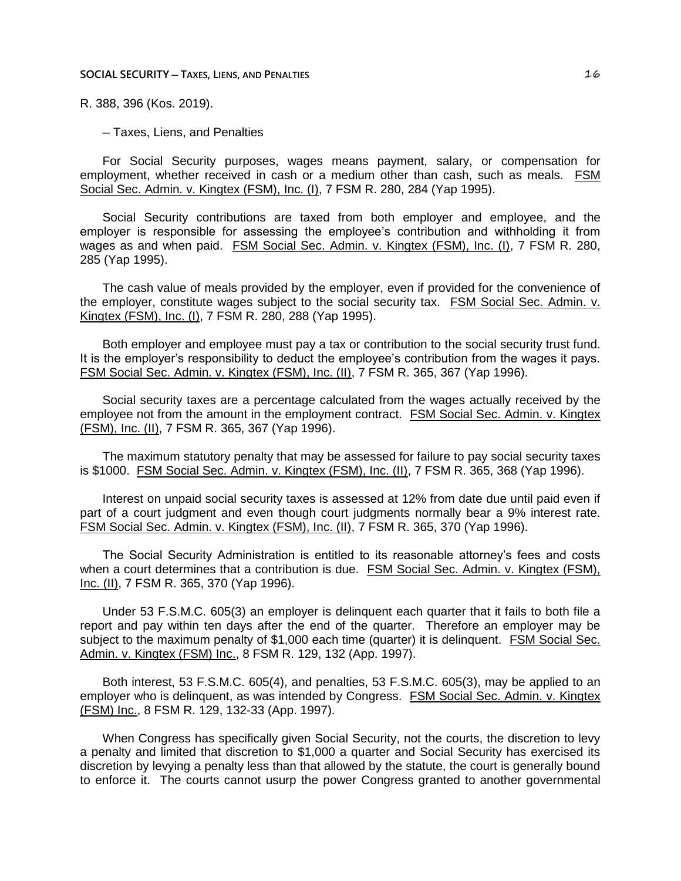R. 388, 396 (Kos. 2019).

– Taxes, Liens, and Penalties

For Social Security purposes, wages means payment, salary, or compensation for employment, whether received in cash or a medium other than cash, such as meals. FSM Social Sec. Admin. v. Kingtex (FSM), Inc. (I), 7 FSM R. 280, 284 (Yap 1995).

Social Security contributions are taxed from both employer and employee, and the employer is responsible for assessing the employee's contribution and withholding it from wages as and when paid. FSM Social Sec. Admin. v. Kingtex (FSM), Inc. (I), 7 FSM R. 280, 285 (Yap 1995).

The cash value of meals provided by the employer, even if provided for the convenience of the employer, constitute wages subject to the social security tax. FSM Social Sec. Admin. v. Kingtex (FSM), Inc. (I), 7 FSM R. 280, 288 (Yap 1995).

Both employer and employee must pay a tax or contribution to the social security trust fund. It is the employer's responsibility to deduct the employee's contribution from the wages it pays. FSM Social Sec. Admin. v. Kingtex (FSM), Inc. (II), 7 FSM R. 365, 367 (Yap 1996).

Social security taxes are a percentage calculated from the wages actually received by the employee not from the amount in the employment contract. FSM Social Sec. Admin. v. Kingtex (FSM), Inc. (II), 7 FSM R. 365, 367 (Yap 1996).

The maximum statutory penalty that may be assessed for failure to pay social security taxes is $1000. FSM Social Sec. Admin. v. Kingtex (FSM), Inc. (II), 7 FSM R. 365, 368 (Yap 1996).

Interest on unpaid social security taxes is assessed at 12% from date due until paid even if part of a court judgment and even though court judgments normally bear a 9% interest rate. FSM Social Sec. Admin. v. Kingtex (FSM), Inc. (II), 7 FSM R. 365, 370 (Yap 1996).

The Social Security Administration is entitled to its reasonable attorney's fees and costs when a court determines that a contribution is due. FSM Social Sec. Admin. v. Kingtex (FSM), Inc. (II), 7 FSM R. 365, 370 (Yap 1996).

Under 53 F.S.M.C. 605(3) an employer is delinquent each quarter that it fails to both file a report and pay within ten days after the end of the quarter. Therefore an employer may be subject to the maximum penalty of $1,000 each time (quarter) it is delinquent. FSM Social Sec. Admin. v. Kingtex (FSM) Inc., 8 FSM R. 129, 132 (App. 1997).

Both interest, 53 F.S.M.C. 605(4), and penalties, 53 F.S.M.C. 605(3), may be applied to an employer who is delinquent, as was intended by Congress. FSM Social Sec. Admin. v. Kingtex (FSM) Inc., 8 FSM R. 129, 132-33 (App. 1997).

When Congress has specifically given Social Security, not the courts, the discretion to levy a penalty and limited that discretion to $1,000 a quarter and Social Security has exercised its discretion by levying a penalty less than that allowed by the statute, the court is generally bound to enforce it. The courts cannot usurp the power Congress granted to another governmental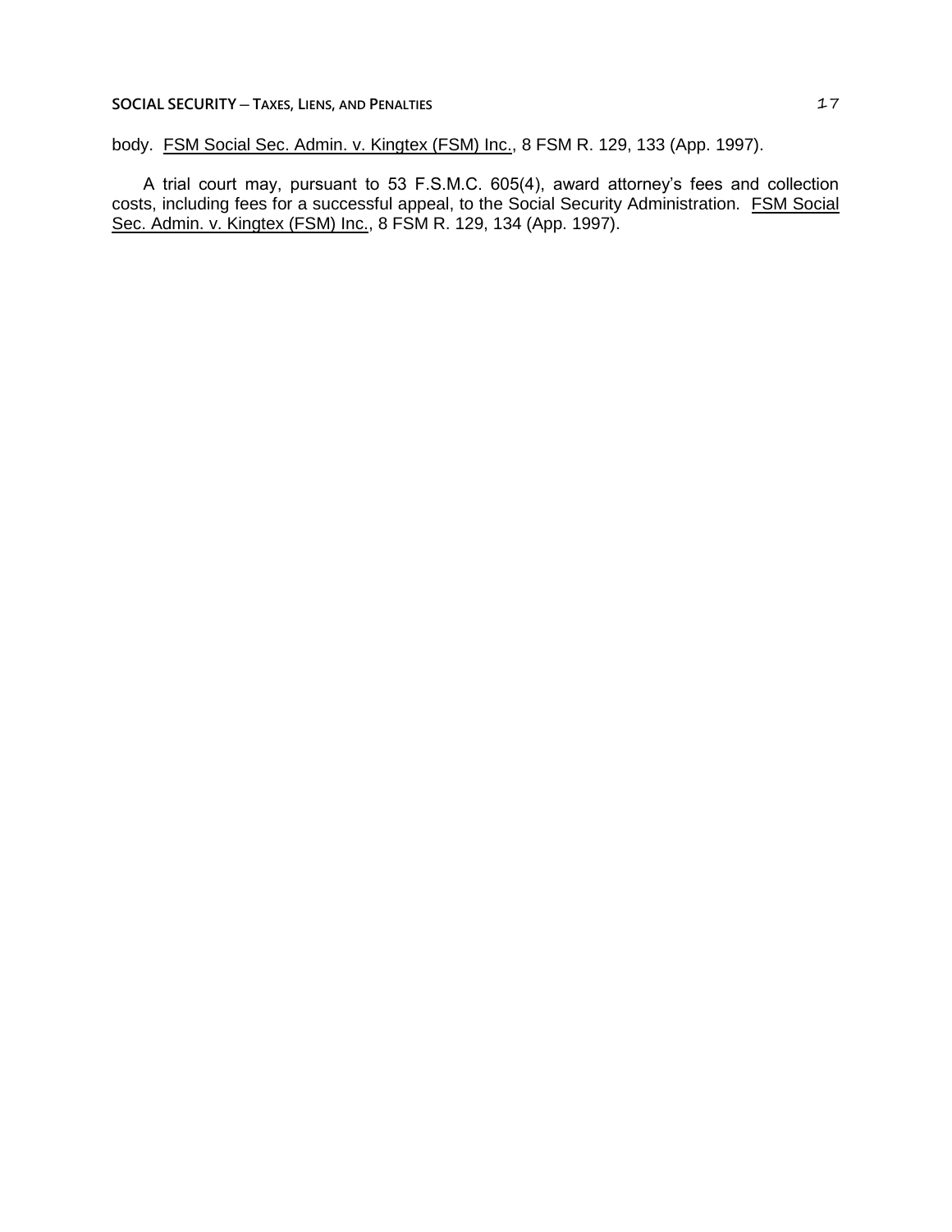body. FSM Social Sec. Admin. v. Kingtex (FSM) Inc., 8 FSM R. 129, 133 (App. 1997).

A trial court may, pursuant to 53 F.S.M.C. 605(4), award attorney's fees and collection costs, including fees for a successful appeal, to the Social Security Administration. FSM Social Sec. Admin. v. Kingtex (FSM) Inc., 8 FSM R. 129, 134 (App. 1997).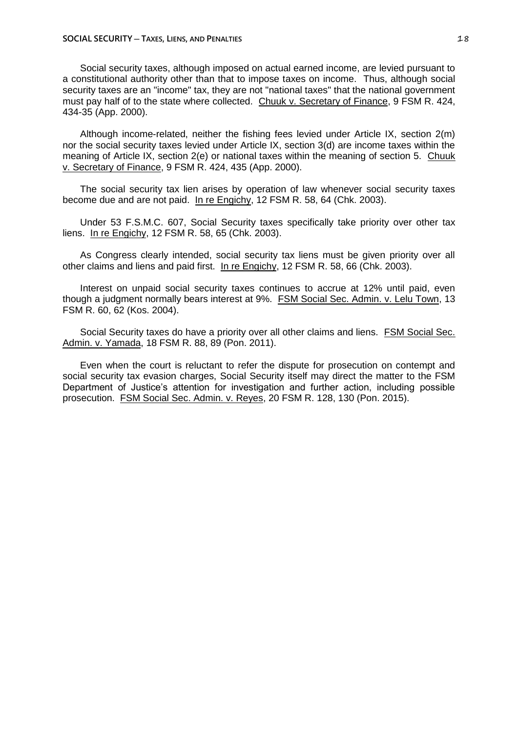Social security taxes, although imposed on actual earned income, are levied pursuant to a constitutional authority other than that to impose taxes on income. Thus, although social security taxes are an "income" tax, they are not "national taxes" that the national government must pay half of to the state where collected. Chuuk v. Secretary of Finance, 9 FSM R. 424, 434-35 (App. 2000).

Although income-related, neither the fishing fees levied under Article IX, section 2(m) nor the social security taxes levied under Article IX, section 3(d) are income taxes within the meaning of Article IX, section 2(e) or national taxes within the meaning of section 5. Chuuk v. Secretary of Finance, 9 FSM R. 424, 435 (App. 2000).

The social security tax lien arises by operation of law whenever social security taxes become due and are not paid. In re Engichy, 12 FSM R. 58, 64 (Chk. 2003).

Under 53 F.S.M.C. 607, Social Security taxes specifically take priority over other tax liens. In re Engichy, 12 FSM R. 58, 65 (Chk. 2003).

As Congress clearly intended, social security tax liens must be given priority over all other claims and liens and paid first. In re Engichy, 12 FSM R. 58, 66 (Chk. 2003).

Interest on unpaid social security taxes continues to accrue at 12% until paid, even though a judgment normally bears interest at 9%. FSM Social Sec. Admin. v. Lelu Town, 13 FSM R. 60, 62 (Kos. 2004).

Social Security taxes do have a priority over all other claims and liens. FSM Social Sec. Admin. v. Yamada, 18 FSM R. 88, 89 (Pon. 2011).

Even when the court is reluctant to refer the dispute for prosecution on contempt and social security tax evasion charges, Social Security itself may direct the matter to the FSM Department of Justice's attention for investigation and further action, including possible prosecution. FSM Social Sec. Admin. v. Reyes, 20 FSM R. 128, 130 (Pon. 2015).